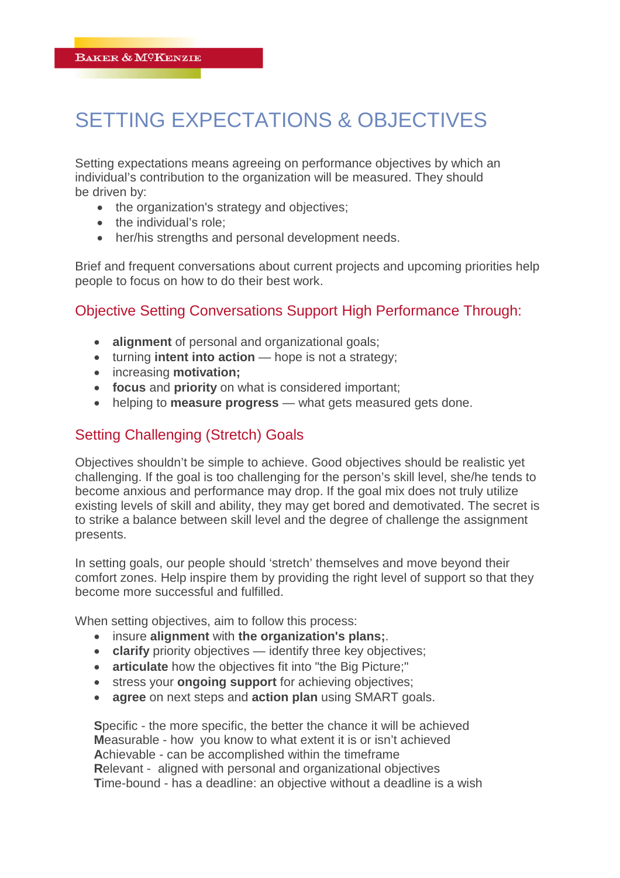BAKER & MCKENZIE

# SETTING EXPECTATIONS & OBJECTIVES

Setting expectations means agreeing on performance objectives by which an individual's contribution to the organization will be measured. They should be driven by:

- the organization's strategy and objectives;
- the individual's role;
- her/his strengths and personal development needs.

Brief and frequent conversations about current projects and upcoming priorities help people to focus on how to do their best work.

## Objective Setting Conversations Support High Performance Through:

- **alignment** of personal and organizational goals;
- turning **intent into action** — hope is not a strategy;
- increasing **motivation;**
- **focus** and **priority** on what is considered important;
- helping to **measure progress** — what gets measured gets done.

## Setting Challenging (Stretch) Goals

Objectives shouldn't be simple to achieve. Good objectives should be realistic yet challenging. If the goal is too challenging for the person's skill level, she/he tends to become anxious and performance may drop. If the goal mix does not truly utilize existing levels of skill and ability, they may get bored and demotivated. The secret is to strike a balance between skill level and the degree of challenge the assignment presents.

In setting goals, our people should 'stretch' themselves and move beyond their comfort zones. Help inspire them by providing the right level of support so that they become more successful and fulfilled.

When setting objectives, aim to follow this process:

- insure **alignment** with **the organization's plans;**.
- **clarify** priority objectives — identify three key objectives;
- **articulate** how the objectives fit into "the Big Picture;"
- stress your **ongoing support** for achieving objectives;
- **agree** on next steps and **action plan** using SMART goals.

**S**pecific - the more specific, the better the chance it will be achieved
**M**easurable - how you know to what extent it is or isn't achieved
**A**chievable - can be accomplished within the timeframe
**R**elevant - aligned with personal and organizational objectives
**T**ime-bound - has a deadline: an objective without a deadline is a wish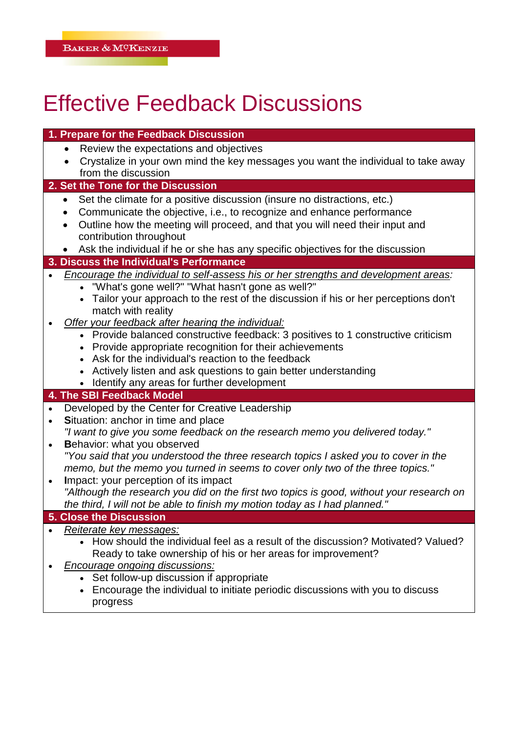# Effective Feedback Discussions

## 1. Prepare for the Feedback Discussion

- Review the expectations and objectives
- Crystalize in your own mind the key messages you want the individual to take away from the discussion

## 2. Set the Tone for the Discussion

- Set the climate for a positive discussion (insure no distractions, etc.)
- Communicate the objective, i.e., to recognize and enhance performance
- Outline how the meeting will proceed, and that you will need their input and contribution throughout
- Ask the individual if he or she has any specific objectives for the discussion

## 3. Discuss the Individual's Performance

- *Encourage the individual to self-assess his or her strengths and development areas:*
  - "What's gone well?" "What hasn't gone as well?"
  - Tailor your approach to the rest of the discussion if his or her perceptions don't match with reality
- *Offer your feedback after hearing the individual:*
  - Provide balanced constructive feedback: 3 positives to 1 constructive criticism
  - Provide appropriate recognition for their achievements
  - Ask for the individual's reaction to the feedback
  - Actively listen and ask questions to gain better understanding
  - Identify any areas for further development

## 4. The SBI Feedback Model

- Developed by the Center for Creative Leadership
- **S**ituation: anchor in time and place
  *"I want to give you some feedback on the research memo you delivered today."*
- **B**ehavior: what you observed
  *"You said that you understood the three research topics I asked you to cover in the memo, but the memo you turned in seems to cover only two of the three topics."*
- **I**mpact: your perception of its impact
  *"Although the research you did on the first two topics is good, without your research on the third, I will not be able to finish my motion today as I had planned."*

## 5. Close the Discussion

- *Reiterate key messages:*
  - How should the individual feel as a result of the discussion? Motivated? Valued? Ready to take ownership of his or her areas for improvement?
- *Encourage ongoing discussions:*
  - Set follow-up discussion if appropriate
  - Encourage the individual to initiate periodic discussions with you to discuss progress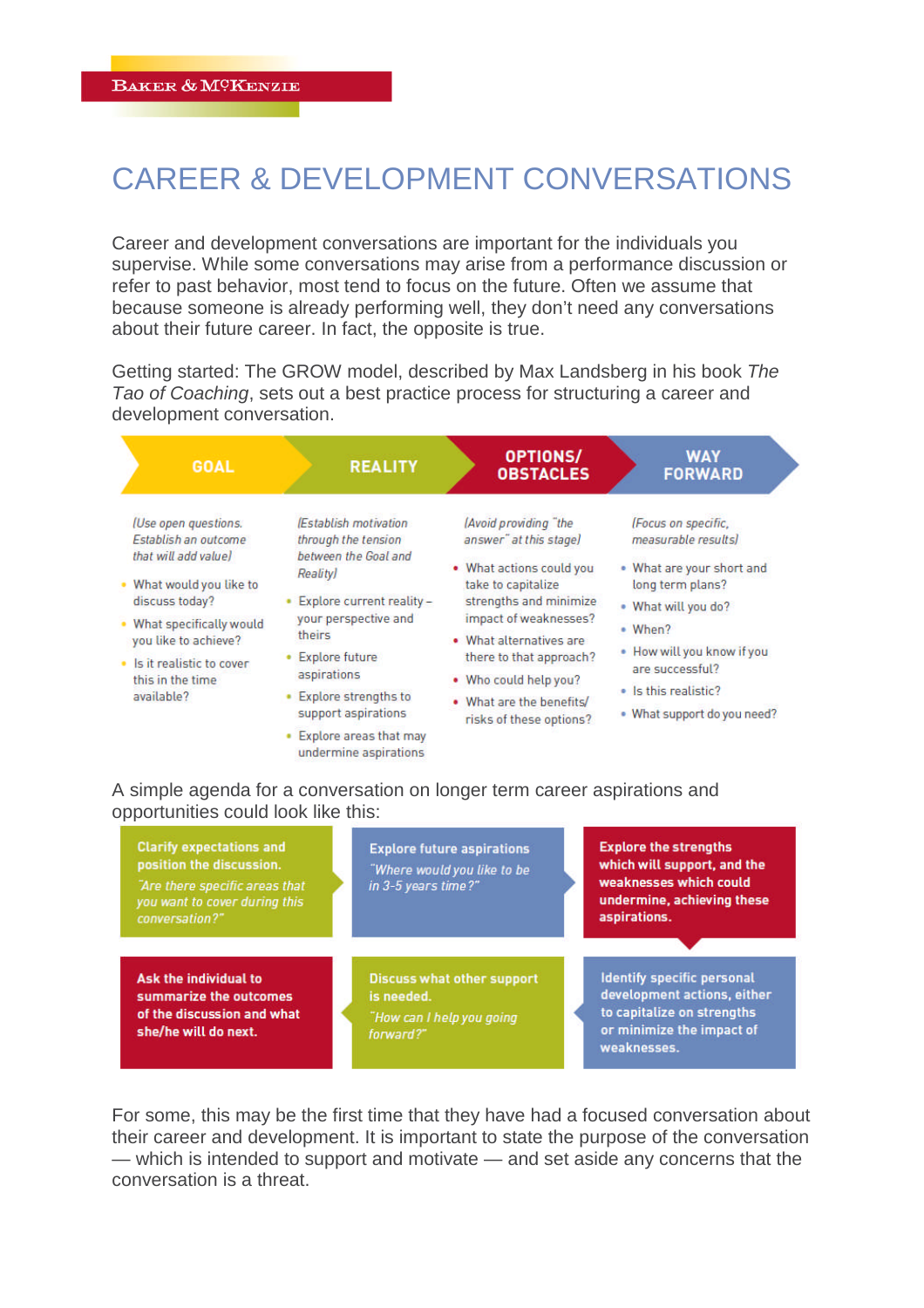# CAREER & DEVELOPMENT CONVERSATIONS

Career and development conversations are important for the individuals you supervise. While some conversations may arise from a performance discussion or refer to past behavior, most tend to focus on the future. Often we assume that because someone is already performing well, they don't need any conversations about their future career. In fact, the opposite is true.

Getting started: The GROW model, described by Max Landsberg in his book *The Tao of Coaching*, sets out a best practice process for structuring a career and development conversation.

**GOAL**

*(Use open questions. Establish an outcome that will add value)*

- What would you like to discuss today?
- What specifically would you like to achieve?
- Is it realistic to cover this in the time available?

**REALITY**

*(Establish motivation through the tension between the Goal and Reality)*

- Explore current reality – your perspective and theirs
- Explore future aspirations
- Explore strengths to support aspirations
- Explore areas that may undermine aspirations

**OPTIONS/ OBSTACLES**

*(Avoid providing "the answer" at this stage)*

- What actions could you take to capitalize strengths and minimize impact of weaknesses?
- What alternatives are there to that approach?
- Who could help you?
- What are the benefits/ risks of these options?

**WAY FORWARD**

*(Focus on specific, measurable results)*

- What are your short and long term plans?
- What will you do?
- When?
- How will you know if you are successful?
- Is this realistic?
- What support do you need?

A simple agenda for a conversation on longer term career aspirations and opportunities could look like this:

1. **Clarify expectations and position the discussion.** *"Are there specific areas that you want to cover during this conversation?"*
2. **Explore future aspirations** *"Where would you like to be in 3-5 years time?"*
3. **Explore the strengths which will support, and the weaknesses which could undermine, achieving these aspirations.**
4. **Identify specific personal development actions, either to capitalize on strengths or minimize the impact of weaknesses.**
5. **Discuss what other support is needed.** *"How can I help you going forward?"*
6. **Ask the individual to summarize the outcomes of the discussion and what she/he will do next.**

For some, this may be the first time that they have had a focused conversation about their career and development. It is important to state the purpose of the conversation — which is intended to support and motivate — and set aside any concerns that the conversation is a threat.